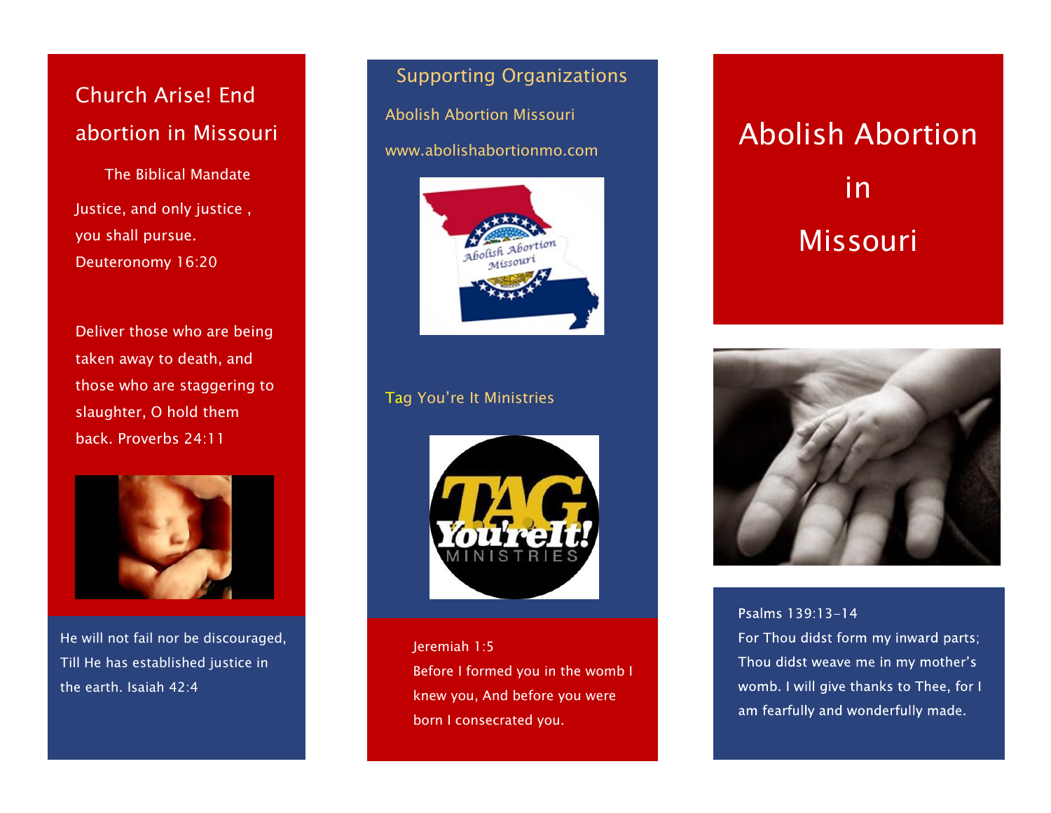## Church Arise! End abortion in Missouri

The Biblical Mandate

Justice, and only justice , you shall pursue. Deuteronomy 16:20

Deliver those who are being taken away to death, and those who are staggering to slaughter, O hold them back. Proverbs 24:11

He will not fail nor be discouraged, Till He has established justice in the earth. Isaiah 42:4

## Supporting Organizations

Abolish Abortion Missouri

www.abolishabortionmo.com

Tag You're It Ministries

Jeremiah 1:5
Before I formed you in the womb I knew you, And before you were born I consecrated you.

# Abolish Abortion in Missouri

Psalms 139:13-14
For Thou didst form my inward parts; Thou didst weave me in my mother's womb. I will give thanks to Thee, for I am fearfully and wonderfully made.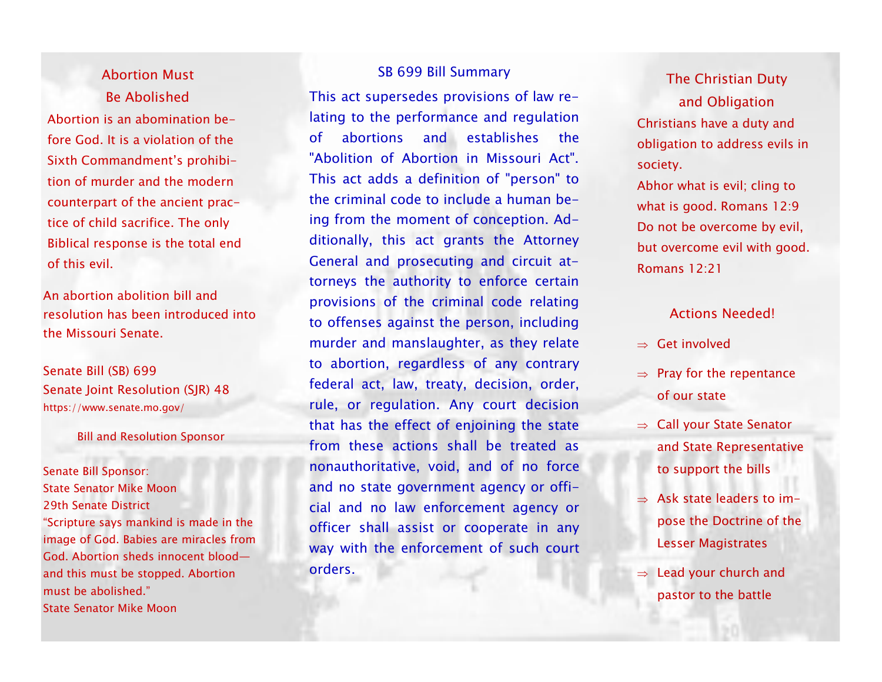## Abortion Must Be Abolished

Abortion is an abomination before God. It is a violation of the Sixth Commandment's prohibition of murder and the modern counterpart of the ancient practice of child sacrifice. The only Biblical response is the total end of this evil.

An abortion abolition bill and resolution has been introduced into the Missouri Senate.

Senate Bill (SB) 699
Senate Joint Resolution (SJR) 48
https://www.senate.mo.gov/

### Bill and Resolution Sponsor

Senate Bill Sponsor:
State Senator Mike Moon
29th Senate District
"Scripture says mankind is made in the image of God. Babies are miracles from God. Abortion sheds innocent blood—and this must be stopped. Abortion must be abolished."
State Senator Mike Moon

## SB 699 Bill Summary

This act supersedes provisions of law relating to the performance and regulation of abortions and establishes the "Abolition of Abortion in Missouri Act". This act adds a definition of "person" to the criminal code to include a human being from the moment of conception. Additionally, this act grants the Attorney General and prosecuting and circuit attorneys the authority to enforce certain provisions of the criminal code relating to offenses against the person, including murder and manslaughter, as they relate to abortion, regardless of any contrary federal act, law, treaty, decision, order, rule, or regulation. Any court decision that has the effect of enjoining the state from these actions shall be treated as nonauthoritative, void, and of no force and no state government agency or official and no law enforcement agency or officer shall assist or cooperate in any way with the enforcement of such court orders.

## The Christian Duty and Obligation

Christians have a duty and obligation to address evils in society.
Abhor what is evil; cling to what is good. Romans 12:9
Do not be overcome by evil, but overcome evil with good. Romans 12:21

### Actions Needed!

⇒ Get involved

⇒ Pray for the repentance of our state

⇒ Call your State Senator and State Representative to support the bills

⇒ Ask state leaders to impose the Doctrine of the Lesser Magistrates

⇒ Lead your church and pastor to the battle